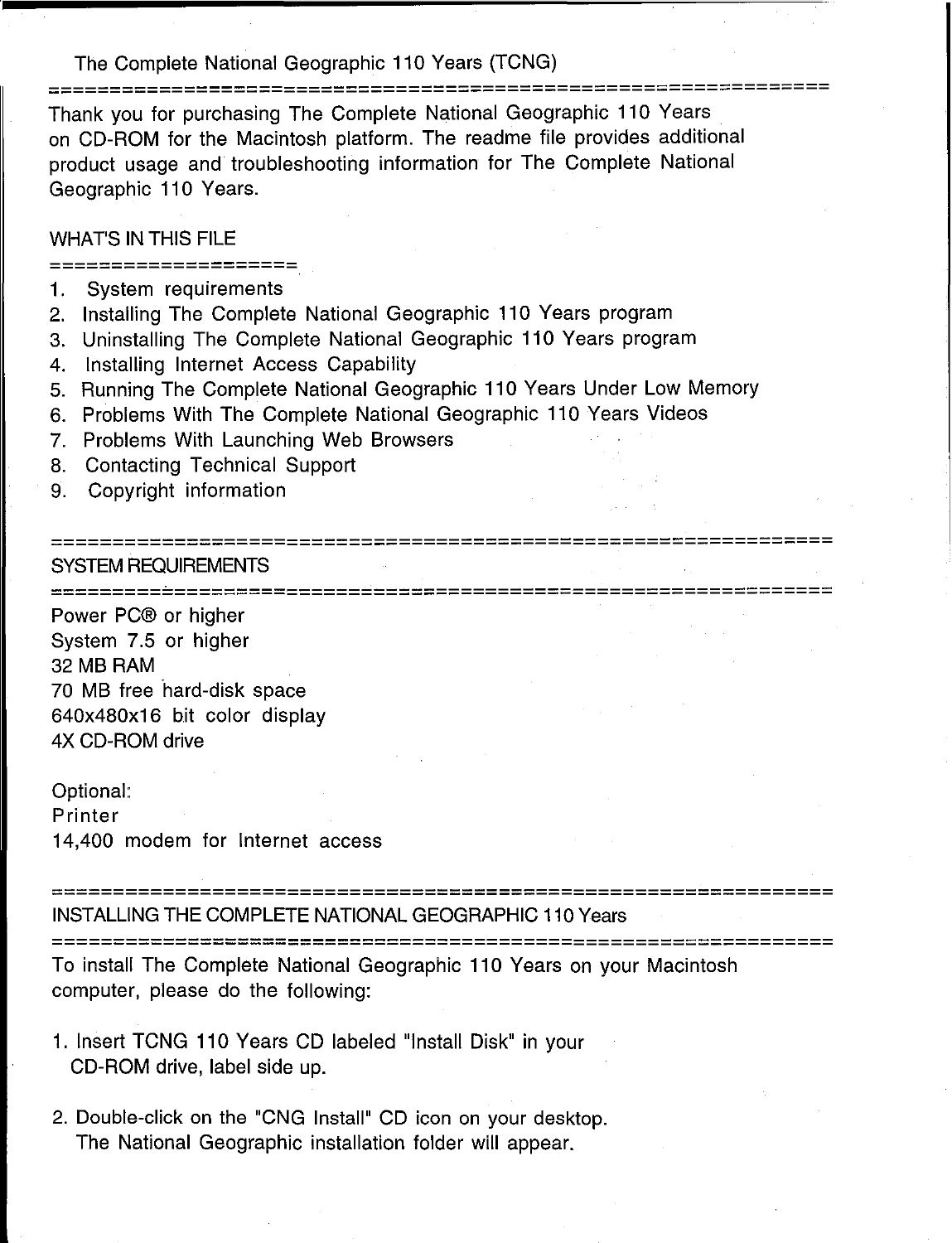# The Complete National Geographic 110 Years (TCNG)

Thank you for purchasing The Complete National Geographic 110 Years on CD-ROM for the Macintosh platform. The readme file provides additional product usage and troubleshooting information for The Complete National Geographic 110 Years.

## WHAT'S IN THIS FILE

1. System requirements
2. Installing The Complete National Geographic 110 Years program
3. Uninstalling The Complete National Geographic 110 Years program
4. Installing Internet Access Capability
5. Running The Complete National Geographic 110 Years Under Low Memory
6. Problems With The Complete National Geographic 110 Years Videos
7. Problems With Launching Web Browsers
8. Contacting Technical Support
9. Copyright information

## SYSTEM REQUIREMENTS

Power PC® or higher
System 7.5 or higher
32 MB RAM
70 MB free hard-disk space
640x480x16 bit color display
4X CD-ROM drive

Optional:
Printer
14,400 modem for Internet access

## INSTALLING THE COMPLETE NATIONAL GEOGRAPHIC 110 Years

To install The Complete National Geographic 110 Years on your Macintosh computer, please do the following:

1. Insert TCNG 110 Years CD labeled "Install Disk" in your CD-ROM drive, label side up.

2. Double-click on the "CNG Install" CD icon on your desktop. The National Geographic installation folder will appear.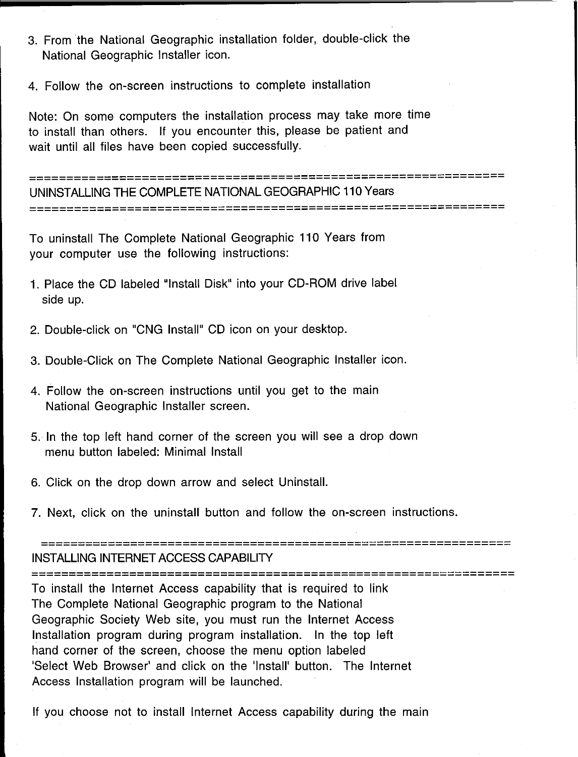3. From the National Geographic installation folder, double-click the National Geographic Installer icon.

4. Follow the on-screen instructions to complete installation

Note: On some computers the installation process may take more time to install than others. If you encounter this, please be patient and wait until all files have been copied successfully.

## UNINSTALLING THE COMPLETE NATIONAL GEOGRAPHIC 110 Years

To uninstall The Complete National Geographic 110 Years from your computer use the following instructions:

1. Place the CD labeled "Install Disk" into your CD-ROM drive label side up.

2. Double-click on "CNG Install" CD icon on your desktop.

3. Double-Click on The Complete National Geographic Installer icon.

4. Follow the on-screen instructions until you get to the main National Geographic Installer screen.

5. In the top left hand corner of the screen you will see a drop down menu button labeled: Minimal Install

6. Click on the drop down arrow and select Uninstall.

7. Next, click on the uninstall button and follow the on-screen instructions.

## INSTALLING INTERNET ACCESS CAPABILITY

To install the Internet Access capability that is required to link The Complete National Geographic program to the National Geographic Society Web site, you must run the Internet Access Installation program during program installation. In the top left hand corner of the screen, choose the menu option labeled 'Select Web Browser' and click on the 'Install' button. The Internet Access Installation program will be launched.

If you choose not to install Internet Access capability during the main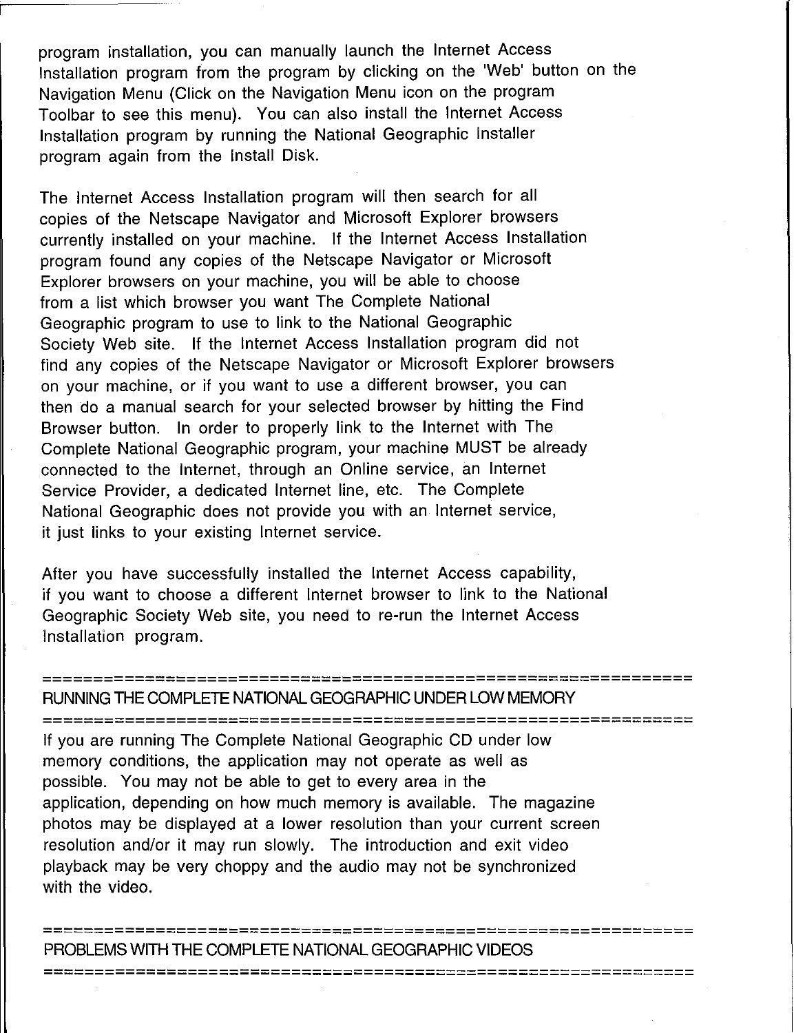program installation, you can manually launch the Internet Access Installation program from the program by clicking on the 'Web' button on the Navigation Menu (Click on the Navigation Menu icon on the program Toolbar to see this menu). You can also install the Internet Access Installation program by running the National Geographic Installer program again from the Install Disk.

The Internet Access Installation program will then search for all copies of the Netscape Navigator and Microsoft Explorer browsers currently installed on your machine. If the Internet Access Installation program found any copies of the Netscape Navigator or Microsoft Explorer browsers on your machine, you will be able to choose from a list which browser you want The Complete National Geographic program to use to link to the National Geographic Society Web site. If the Internet Access Installation program did not find any copies of the Netscape Navigator or Microsoft Explorer browsers on your machine, or if you want to use a different browser, you can then do a manual search for your selected browser by hitting the Find Browser button. In order to properly link to the Internet with The Complete National Geographic program, your machine MUST be already connected to the Internet, through an Online service, an Internet Service Provider, a dedicated Internet line, etc. The Complete National Geographic does not provide you with an Internet service, it just links to your existing Internet service.

After you have successfully installed the Internet Access capability, if you want to choose a different Internet browser to link to the National Geographic Society Web site, you need to re-run the Internet Access Installation program.

==========================================================

## RUNNING THE COMPLETE NATIONAL GEOGRAPHIC UNDER LOW MEMORY

==========================================================

If you are running The Complete National Geographic CD under low memory conditions, the application may not operate as well as possible. You may not be able to get to every area in the application, depending on how much memory is available. The magazine photos may be displayed at a lower resolution than your current screen resolution and/or it may run slowly. The introduction and exit video playback may be very choppy and the audio may not be synchronized with the video.

==========================================================

## PROBLEMS WITH THE COMPLETE NATIONAL GEOGRAPHIC VIDEOS

==========================================================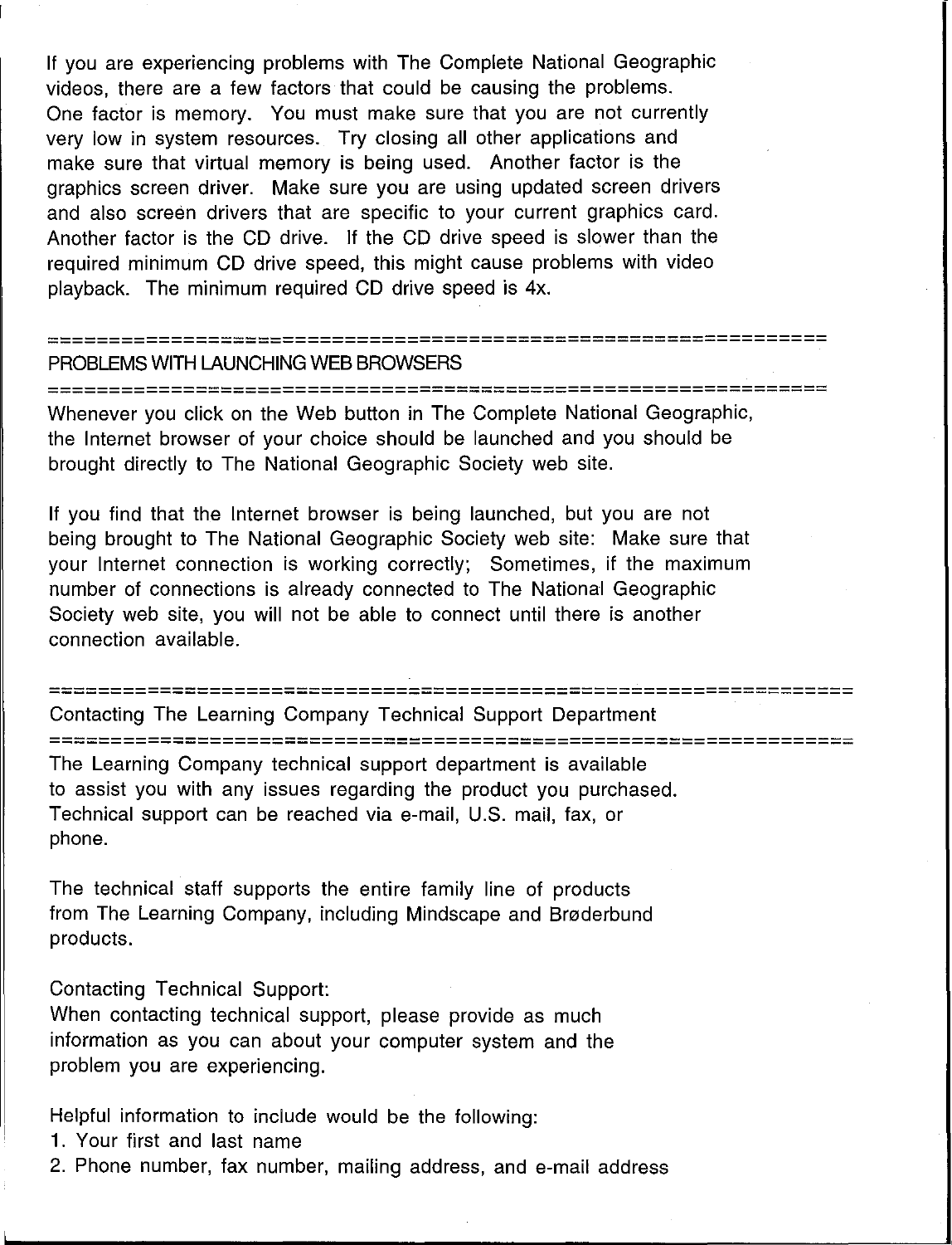If you are experiencing problems with The Complete National Geographic videos, there are a few factors that could be causing the problems. One factor is memory. You must make sure that you are not currently very low in system resources. Try closing all other applications and make sure that virtual memory is being used. Another factor is the graphics screen driver. Make sure you are using updated screen drivers and also screen drivers that are specific to your current graphics card. Another factor is the CD drive. If the CD drive speed is slower than the required minimum CD drive speed, this might cause problems with video playback. The minimum required CD drive speed is 4x.

## PROBLEMS WITH LAUNCHING WEB BROWSERS

Whenever you click on the Web button in The Complete National Geographic, the Internet browser of your choice should be launched and you should be brought directly to The National Geographic Society web site.

If you find that the Internet browser is being launched, but you are not being brought to The National Geographic Society web site: Make sure that your Internet connection is working correctly; Sometimes, if the maximum number of connections is already connected to The National Geographic Society web site, you will not be able to connect until there is another connection available.

## Contacting The Learning Company Technical Support Department

The Learning Company technical support department is available to assist you with any issues regarding the product you purchased. Technical support can be reached via e-mail, U.S. mail, fax, or phone.

The technical staff supports the entire family line of products from The Learning Company, including Mindscape and Brøderbund products.

Contacting Technical Support:
When contacting technical support, please provide as much information as you can about your computer system and the problem you are experiencing.

Helpful information to include would be the following:

1. Your first and last name
2. Phone number, fax number, mailing address, and e-mail address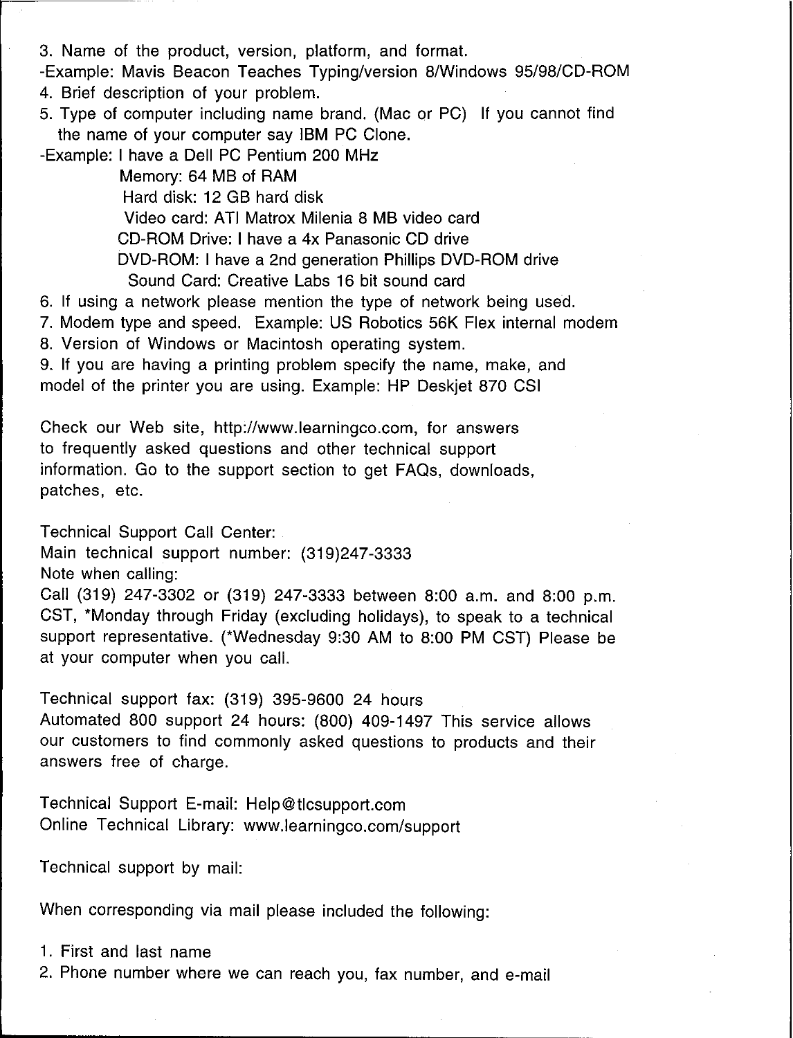3. Name of the product, version, platform, and format.

-Example: Mavis Beacon Teaches Typing/version 8/Windows 95/98/CD-ROM

4. Brief description of your problem.
5. Type of computer including name brand. (Mac or PC) If you cannot find the name of your computer say IBM PC Clone.

-Example: I have a Dell PC Pentium 200 MHz

Memory: 64 MB of RAM

Hard disk: 12 GB hard disk

Video card: ATI Matrox Milenia 8 MB video card

CD-ROM Drive: I have a 4x Panasonic CD drive

DVD-ROM: I have a 2nd generation Phillips DVD-ROM drive

Sound Card: Creative Labs 16 bit sound card

6. If using a network please mention the type of network being used.
7. Modem type and speed. Example: US Robotics 56K Flex internal modem
8. Version of Windows or Macintosh operating system.
9. If you are having a printing problem specify the name, make, and model of the printer you are using. Example: HP Deskjet 870 CSI

Check our Web site, http://www.learningco.com, for answers to frequently asked questions and other technical support information. Go to the support section to get FAQs, downloads, patches, etc.

Technical Support Call Center:

Main technical support number: (319)247-3333

Note when calling:

Call (319) 247-3302 or (319) 247-3333 between 8:00 a.m. and 8:00 p.m. CST, *Monday through Friday (excluding holidays), to speak to a technical support representative. (*Wednesday 9:30 AM to 8:00 PM CST) Please be at your computer when you call.

Technical support fax: (319) 395-9600 24 hours

Automated 800 support 24 hours: (800) 409-1497 This service allows our customers to find commonly asked questions to products and their answers free of charge.

Technical Support E-mail: Help@tlcsupport.com

Online Technical Library: www.learningco.com/support

Technical support by mail:

When corresponding via mail please included the following:

1. First and last name
2. Phone number where we can reach you, fax number, and e-mail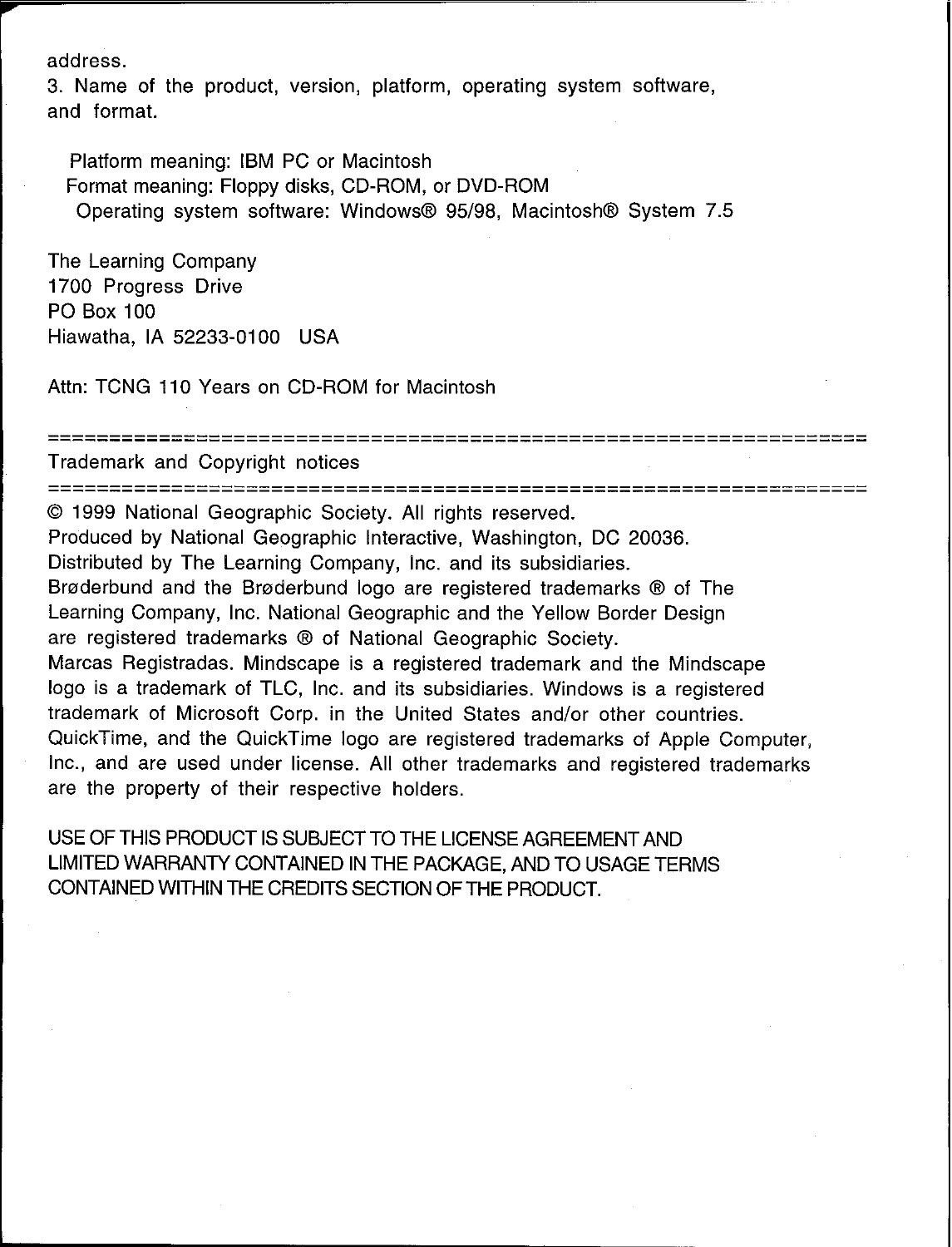address.

3. Name of the product, version, platform, operating system software, and format.

   Platform meaning: IBM PC or Macintosh
   Format meaning: Floppy disks, CD-ROM, or DVD-ROM
   Operating system software: Windows® 95/98, Macintosh® System 7.5

The Learning Company
1700 Progress Drive
PO Box 100
Hiawatha, IA 52233-0100 USA

Attn: TCNG 110 Years on CD-ROM for Macintosh

================================================================

Trademark and Copyright notices

================================================================

© 1999 National Geographic Society. All rights reserved.
Produced by National Geographic Interactive, Washington, DC 20036.
Distributed by The Learning Company, Inc. and its subsidiaries.
Brøderbund and the Brøderbund logo are registered trademarks ® of The Learning Company, Inc. National Geographic and the Yellow Border Design are registered trademarks ® of National Geographic Society.
Marcas Registradas. Mindscape is a registered trademark and the Mindscape logo is a trademark of TLC, Inc. and its subsidiaries. Windows is a registered trademark of Microsoft Corp. in the United States and/or other countries. QuickTime, and the QuickTime logo are registered trademarks of Apple Computer, Inc., and are used under license. All other trademarks and registered trademarks are the property of their respective holders.

USE OF THIS PRODUCT IS SUBJECT TO THE LICENSE AGREEMENT AND LIMITED WARRANTY CONTAINED IN THE PACKAGE, AND TO USAGE TERMS CONTAINED WITHIN THE CREDITS SECTION OF THE PRODUCT.